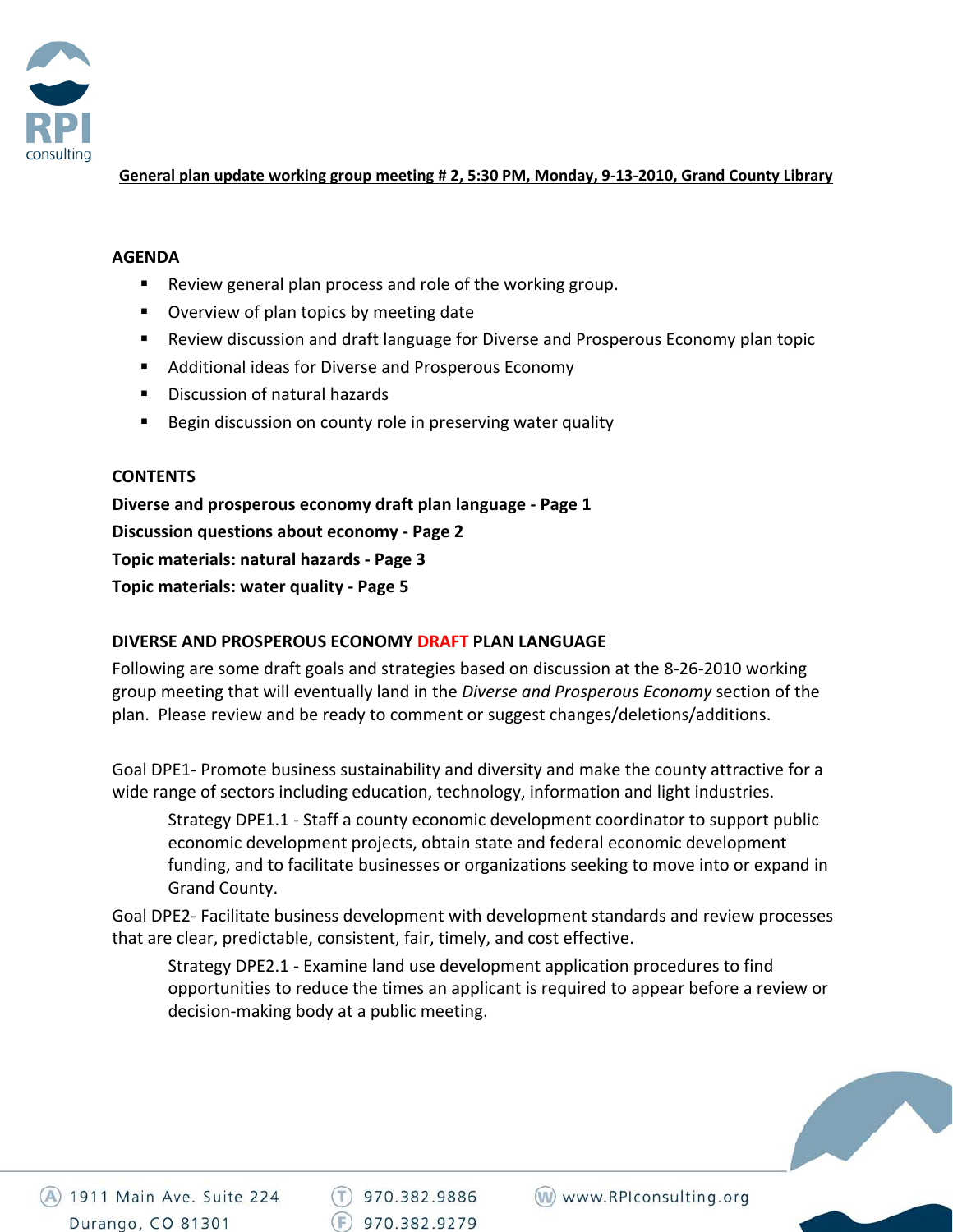**General plan update working group meeting # 2, 5:30 PM, Monday, 9-13-2010, Grand County Library**

## AGENDA

- Review general plan process and role of the working group.
- Overview of plan topics by meeting date
- Review discussion and draft language for Diverse and Prosperous Economy plan topic
- Additional ideas for Diverse and Prosperous Economy
- Discussion of natural hazards
- Begin discussion on county role in preserving water quality

## CONTENTS

**Diverse and prosperous economy draft plan language - Page 1**
**Discussion questions about economy - Page 2**
**Topic materials: natural hazards - Page 3**
**Topic materials: water quality - Page 5**

## DIVERSE AND PROSPEROUS ECONOMY DRAFT PLAN LANGUAGE

Following are some draft goals and strategies based on discussion at the 8-26-2010 working group meeting that will eventually land in the *Diverse and Prosperous Economy* section of the plan. Please review and be ready to comment or suggest changes/deletions/additions.

Goal DPE1- Promote business sustainability and diversity and make the county attractive for a wide range of sectors including education, technology, information and light industries.

> Strategy DPE1.1 - Staff a county economic development coordinator to support public economic development projects, obtain state and federal economic development funding, and to facilitate businesses or organizations seeking to move into or expand in Grand County.

Goal DPE2- Facilitate business development with development standards and review processes that are clear, predictable, consistent, fair, timely, and cost effective.

> Strategy DPE2.1 - Examine land use development application procedures to find opportunities to reduce the times an applicant is required to appear before a review or decision-making body at a public meeting.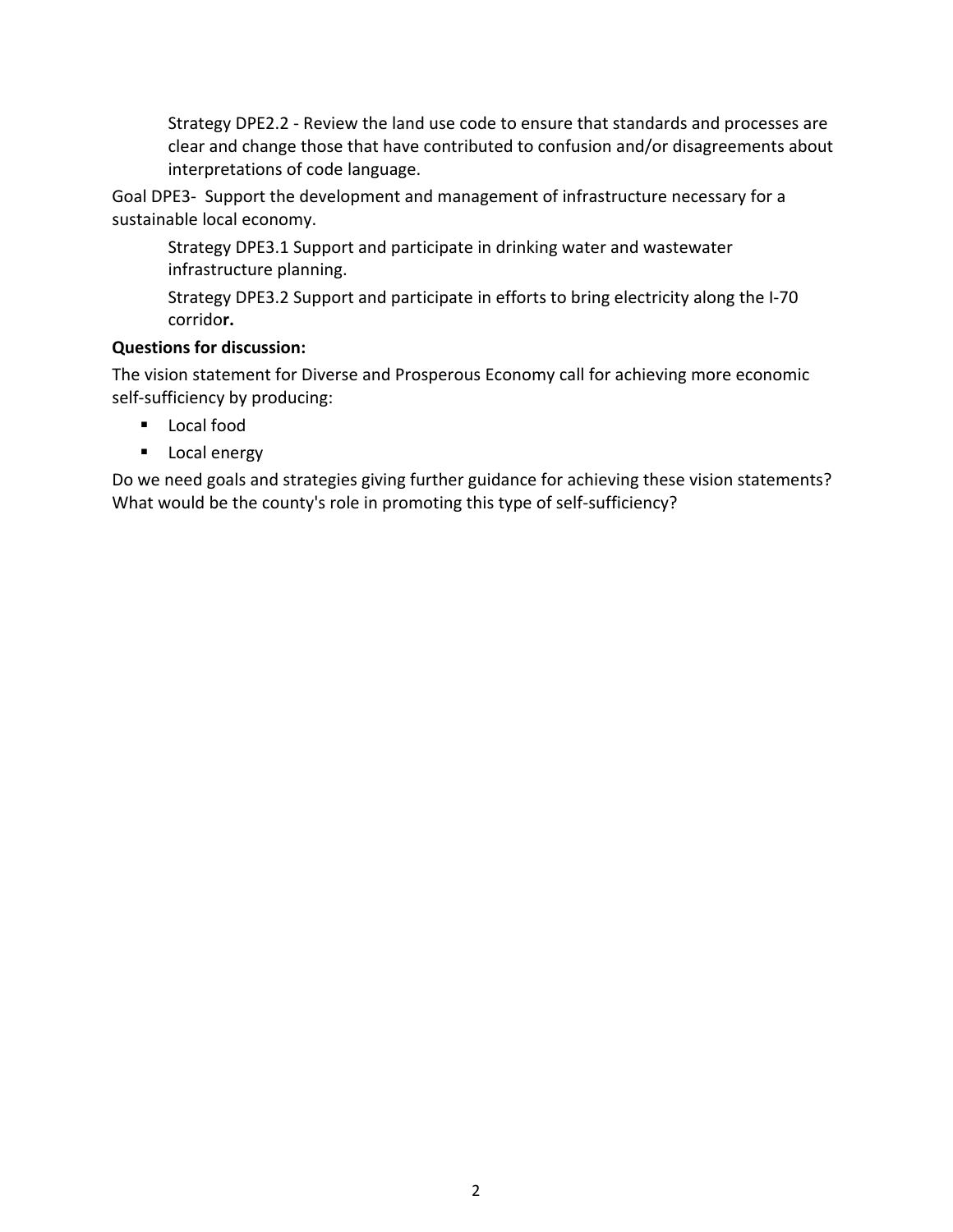Strategy DPE2.2 - Review the land use code to ensure that standards and processes are clear and change those that have contributed to confusion and/or disagreements about interpretations of code language.

Goal DPE3- Support the development and management of infrastructure necessary for a sustainable local economy.

Strategy DPE3.1 Support and participate in drinking water and wastewater infrastructure planning.

Strategy DPE3.2 Support and participate in efforts to bring electricity along the I-70 corrido**r.**

**Questions for discussion:**

The vision statement for Diverse and Prosperous Economy call for achieving more economic self-sufficiency by producing:

- Local food
- Local energy

Do we need goals and strategies giving further guidance for achieving these vision statements? What would be the county's role in promoting this type of self-sufficiency?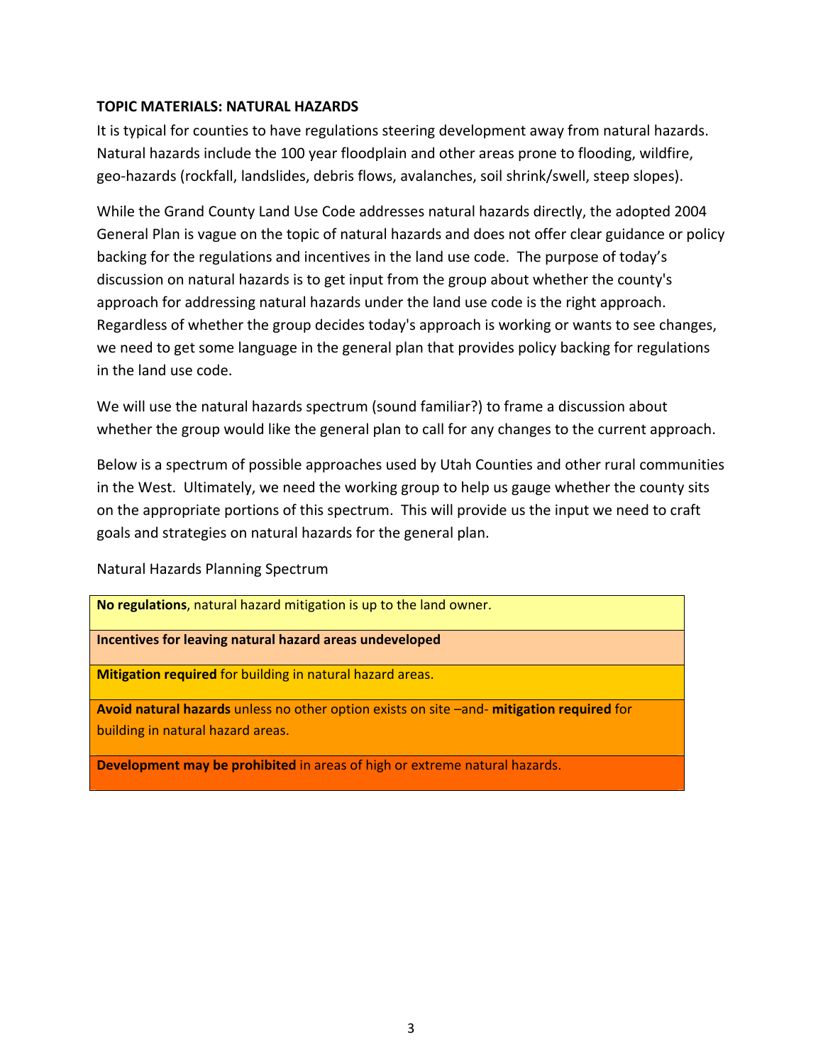**TOPIC MATERIALS: NATURAL HAZARDS**

It is typical for counties to have regulations steering development away from natural hazards. Natural hazards include the 100 year floodplain and other areas prone to flooding, wildfire, geo-hazards (rockfall, landslides, debris flows, avalanches, soil shrink/swell, steep slopes).

While the Grand County Land Use Code addresses natural hazards directly, the adopted 2004 General Plan is vague on the topic of natural hazards and does not offer clear guidance or policy backing for the regulations and incentives in the land use code. The purpose of today's discussion on natural hazards is to get input from the group about whether the county's approach for addressing natural hazards under the land use code is the right approach. Regardless of whether the group decides today's approach is working or wants to see changes, we need to get some language in the general plan that provides policy backing for regulations in the land use code.

We will use the natural hazards spectrum (sound familiar?) to frame a discussion about whether the group would like the general plan to call for any changes to the current approach.

Below is a spectrum of possible approaches used by Utah Counties and other rural communities in the West. Ultimately, we need the working group to help us gauge whether the county sits on the appropriate portions of this spectrum. This will provide us the input we need to craft goals and strategies on natural hazards for the general plan.

Natural Hazards Planning Spectrum

| Natural Hazards Planning Spectrum |
|---|
| **No regulations**, natural hazard mitigation is up to the land owner. |
| **Incentives for leaving natural hazard areas undeveloped** |
| **Mitigation required** for building in natural hazard areas. |
| **Avoid natural hazards** unless no other option exists on site –and- **mitigation required** for building in natural hazard areas. |
| **Development may be prohibited** in areas of high or extreme natural hazards. |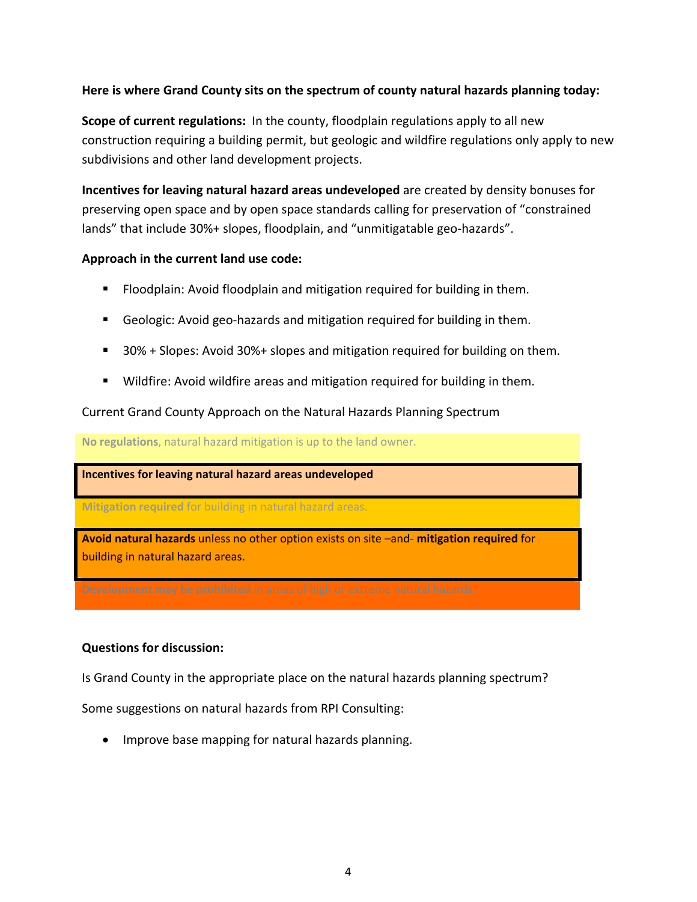**Here is where Grand County sits on the spectrum of county natural hazards planning today:**

**Scope of current regulations:** In the county, floodplain regulations apply to all new construction requiring a building permit, but geologic and wildfire regulations only apply to new subdivisions and other land development projects.

**Incentives for leaving natural hazard areas undeveloped** are created by density bonuses for preserving open space and by open space standards calling for preservation of "constrained lands" that include 30%+ slopes, floodplain, and "unmitigatable geo-hazards".

**Approach in the current land use code:**

- Floodplain: Avoid floodplain and mitigation required for building in them.
- Geologic: Avoid geo-hazards and mitigation required for building in them.
- 30% + Slopes: Avoid 30%+ slopes and mitigation required for building on them.
- Wildfire: Avoid wildfire areas and mitigation required for building in them.

Current Grand County Approach on the Natural Hazards Planning Spectrum

**No regulations**, natural hazard mitigation is up to the land owner.

**Incentives for leaving natural hazard areas undeveloped**

**Mitigation required** for building in natural hazard areas.

**Avoid natural hazards** unless no other option exists on site –and- **mitigation required** for building in natural hazard areas.

**Development may be prohibited** in areas of high or extreme natural hazards.

**Questions for discussion:**

Is Grand County in the appropriate place on the natural hazards planning spectrum?

Some suggestions on natural hazards from RPI Consulting:

- Improve base mapping for natural hazards planning.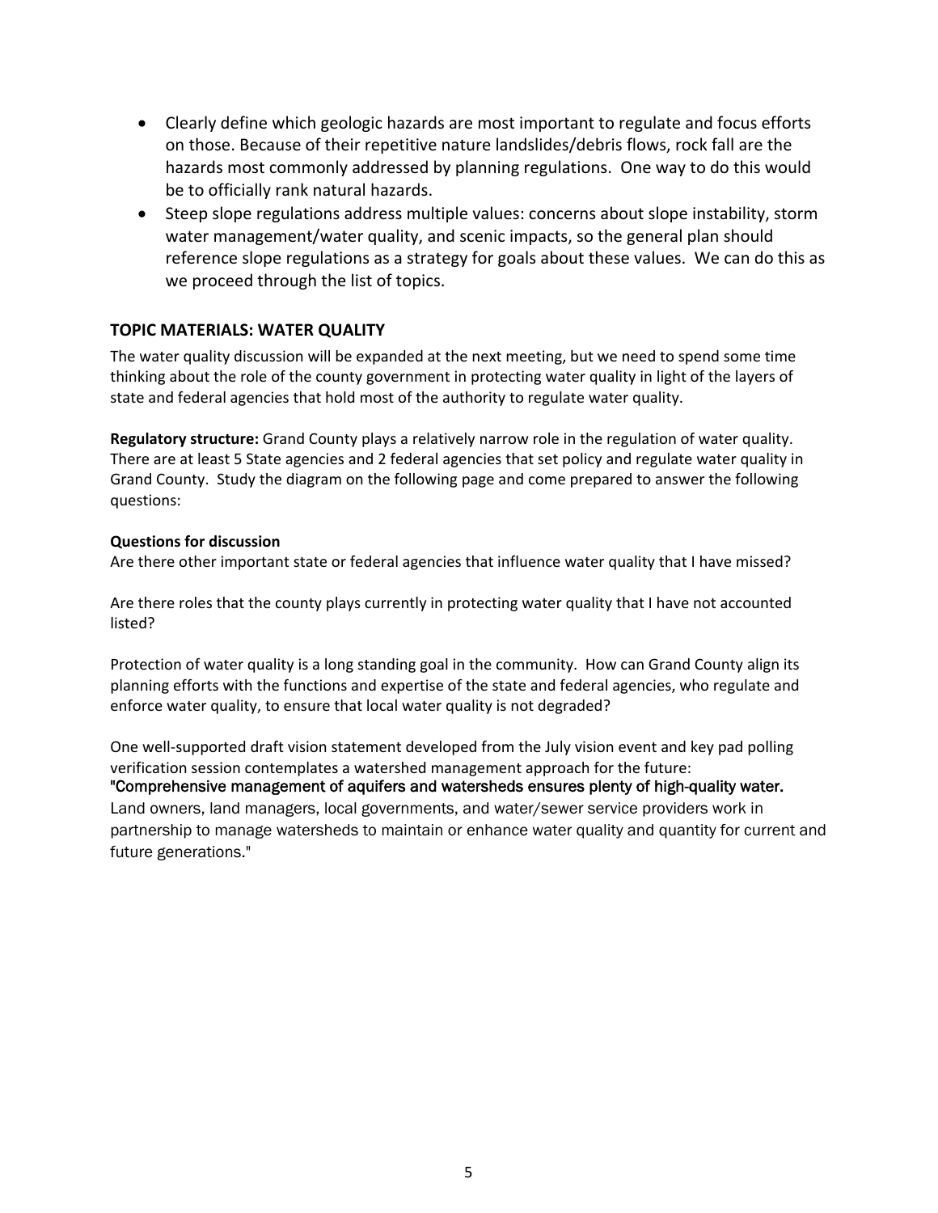- Clearly define which geologic hazards are most important to regulate and focus efforts on those. Because of their repetitive nature landslides/debris flows, rock fall are the hazards most commonly addressed by planning regulations. One way to do this would be to officially rank natural hazards.
- Steep slope regulations address multiple values: concerns about slope instability, storm water management/water quality, and scenic impacts, so the general plan should reference slope regulations as a strategy for goals about these values. We can do this as we proceed through the list of topics.

## TOPIC MATERIALS: WATER QUALITY

The water quality discussion will be expanded at the next meeting, but we need to spend some time thinking about the role of the county government in protecting water quality in light of the layers of state and federal agencies that hold most of the authority to regulate water quality.

**Regulatory structure:** Grand County plays a relatively narrow role in the regulation of water quality. There are at least 5 State agencies and 2 federal agencies that set policy and regulate water quality in Grand County. Study the diagram on the following page and come prepared to answer the following questions:

**Questions for discussion**

Are there other important state or federal agencies that influence water quality that I have missed?

Are there roles that the county plays currently in protecting water quality that I have not accounted listed?

Protection of water quality is a long standing goal in the community. How can Grand County align its planning efforts with the functions and expertise of the state and federal agencies, who regulate and enforce water quality, to ensure that local water quality is not degraded?

One well-supported draft vision statement developed from the July vision event and key pad polling verification session contemplates a watershed management approach for the future:

"**Comprehensive management of aquifers and watersheds ensures plenty of high-quality water.** Land owners, land managers, local governments, and water/sewer service providers work in partnership to manage watersheds to maintain or enhance water quality and quantity for current and future generations."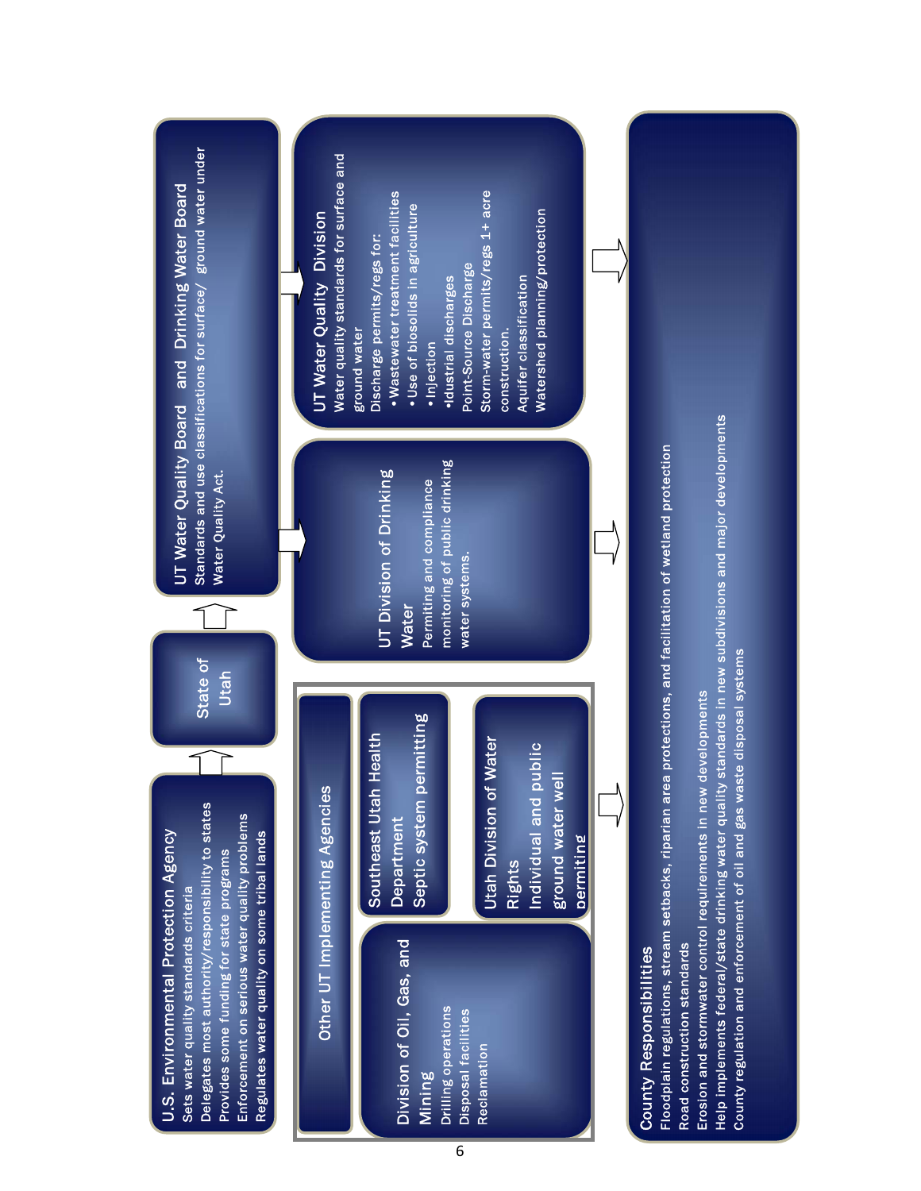## U.S. Environmental Protection Agency

Sets water quality standards criteria
Delegates most authority/responsibility to states
Provides some funding for state programs
Enforcement on serious water quality problems
Regulates water quality on some tribal lands

## State of Utah

## UT Water Quality Board and Drinking Water Board

Standards and use classifications for surface/ ground water under Water Quality Act.

## UT Division of Drinking Water

Permitting and compliance monitoring of public drinking water systems.

## UT Water Quality Division

Water quality standards for surface and ground water
Discharge permits/regs for:

- Wastewater treatment facilities
- Use of biosolids in agriculture
- Injection
- Idustrial discharges

Point-Source Discharge
Storm-water permits/regs 1+ acre construction.
Aquifer classification
Watershed planning/protection

## Other UT Implementing Agencies

### Division of Oil, Gas, and Mining

Drilling operations
Disposal facilities
Reclamation

### Southeast Utah Health Department

Septic system permitting

### Utah Division of Water Rights

Individual and public ground water well permitting

## County Responsibilities

Floodplain regulations, stream setbacks, riparian area protections, and facilitation of wetland protection
Road construction standards
Erosion and stormwater control requirements in new developments
Help implements federal/state drinking water quality standards in new subdivisions and major developments
County regulation and enforcement of oil and gas waste disposal systems